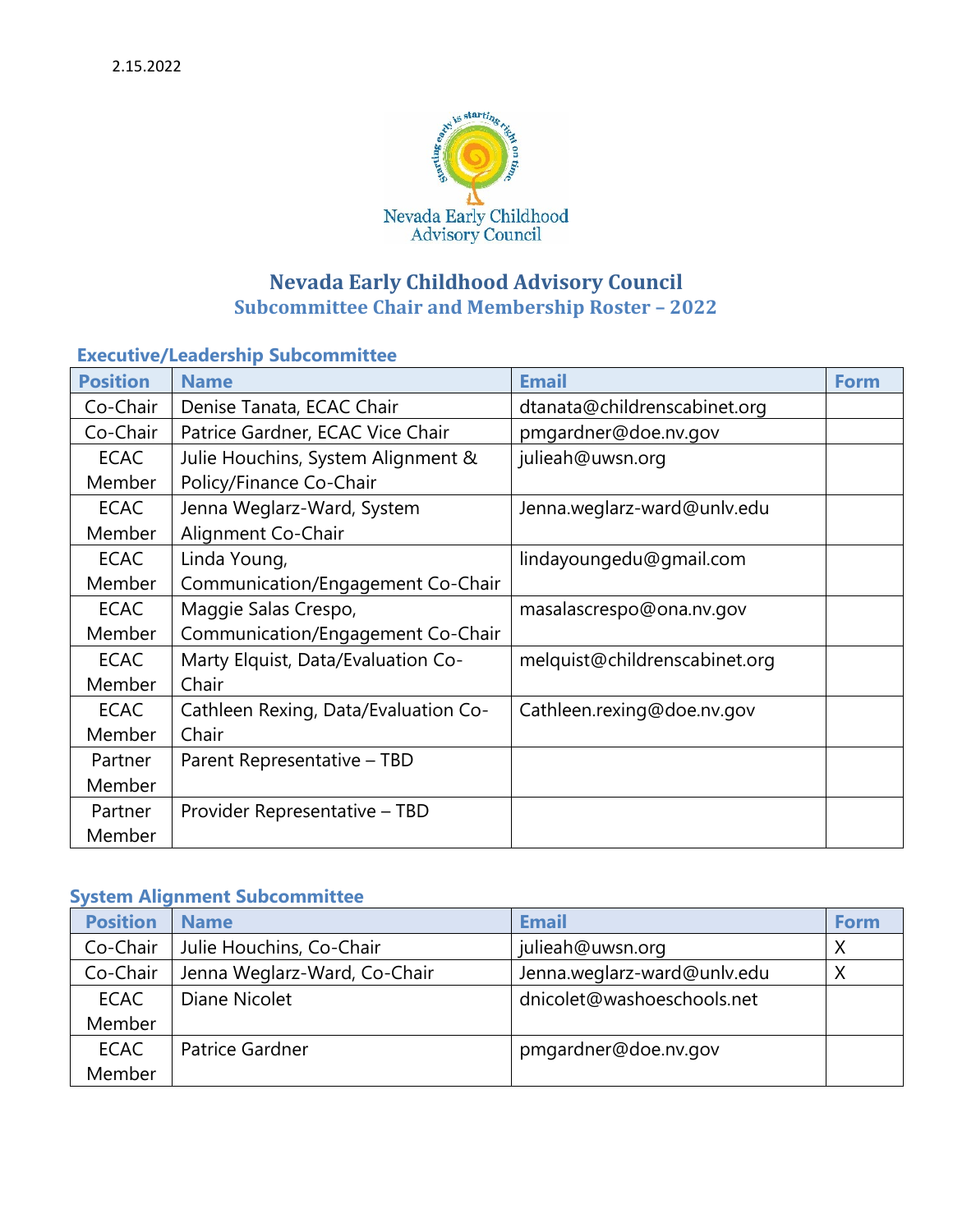2.15.2022

# Nevada Early Childhood Advisory Council

## Subcommittee Chair and Membership Roster – 2022

### Executive/Leadership Subcommittee

| Position | Name | Email | Form |
|---|---|---|---|
| Co-Chair | Denise Tanata, ECAC Chair | dtanata@childrenscabinet.org | |
| Co-Chair | Patrice Gardner, ECAC Vice Chair | pmgardner@doe.nv.gov | |
| ECAC Member | Julie Houchins, System Alignment & Policy/Finance Co-Chair | julieah@uwsn.org | |
| ECAC Member | Jenna Weglarz-Ward, System Alignment Co-Chair | Jenna.weglarz-ward@unlv.edu | |
| ECAC Member | Linda Young, Communication/Engagement Co-Chair | lindayoungedu@gmail.com | |
| ECAC Member | Maggie Salas Crespo, Communication/Engagement Co-Chair | masalascrespo@ona.nv.gov | |
| ECAC Member | Marty Elquist, Data/Evaluation Co-Chair | melquist@childrenscabinet.org | |
| ECAC Member | Cathleen Rexing, Data/Evaluation Co-Chair | Cathleen.rexing@doe.nv.gov | |
| Partner Member | Parent Representative – TBD | | |
| Partner Member | Provider Representative – TBD | | |

### System Alignment Subcommittee

| Position | Name | Email | Form |
|---|---|---|---|
| Co-Chair | Julie Houchins, Co-Chair | julieah@uwsn.org | X |
| Co-Chair | Jenna Weglarz-Ward, Co-Chair | Jenna.weglarz-ward@unlv.edu | X |
| ECAC Member | Diane Nicolet | dnicolet@washoeschools.net | |
| ECAC Member | Patrice Gardner | pmgardner@doe.nv.gov | |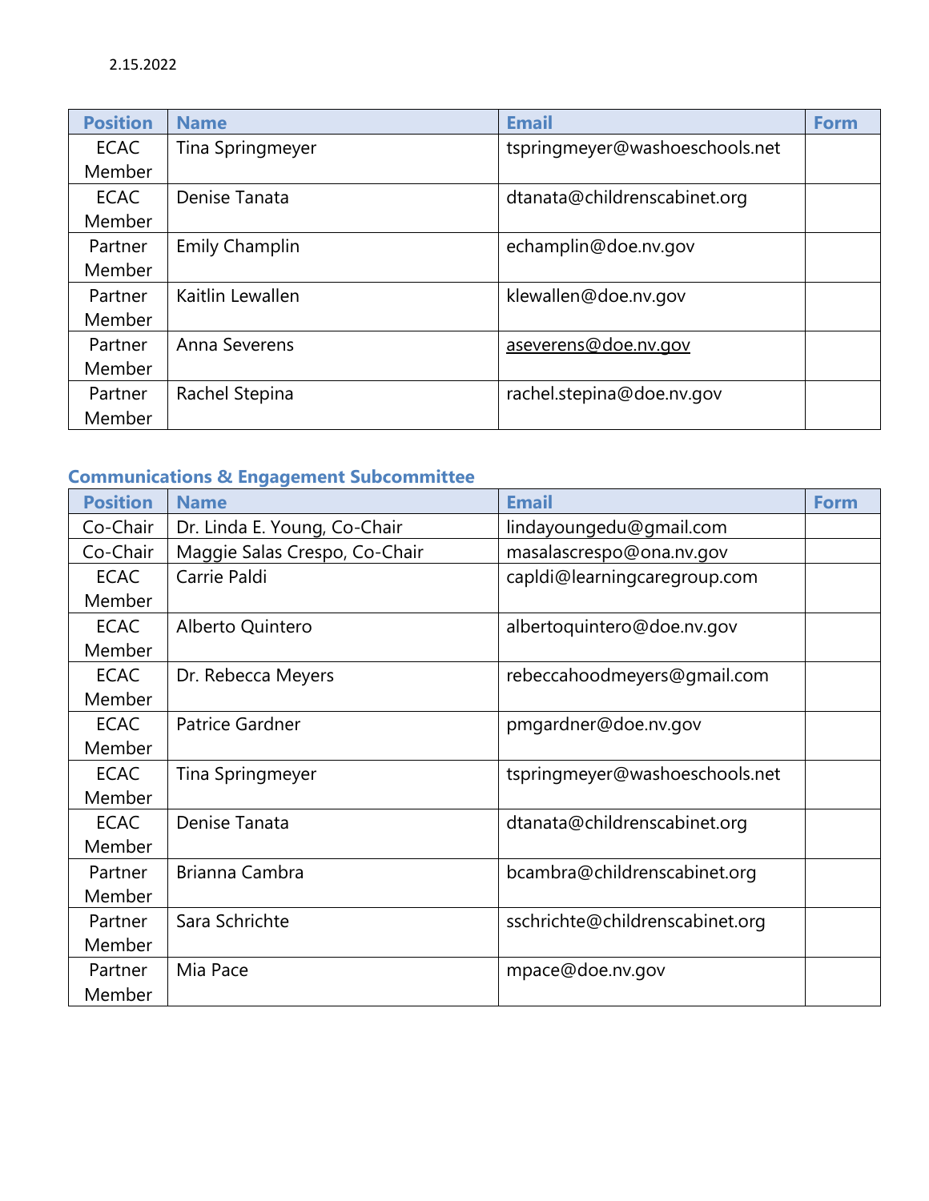2.15.2022

| Position | Name | Email | Form |
|---|---|---|---|
| ECAC Member | Tina Springmeyer | tspringmeyer@washoeschools.net | |
| ECAC Member | Denise Tanata | dtanata@childrenscabinet.org | |
| Partner Member | Emily Champlin | echamplin@doe.nv.gov | |
| Partner Member | Kaitlin Lewallen | klewallen@doe.nv.gov | |
| Partner Member | Anna Severens | aseverens@doe.nv.gov | |
| Partner Member | Rachel Stepina | rachel.stepina@doe.nv.gov | |

## Communications & Engagement Subcommittee

| Position | Name | Email | Form |
|---|---|---|---|
| Co-Chair | Dr. Linda E. Young, Co-Chair | lindayoungedu@gmail.com | |
| Co-Chair | Maggie Salas Crespo, Co-Chair | masalascrespo@ona.nv.gov | |
| ECAC Member | Carrie Paldi | capldi@learningcaregroup.com | |
| ECAC Member | Alberto Quintero | albertoquintero@doe.nv.gov | |
| ECAC Member | Dr. Rebecca Meyers | rebeccahoodmeyers@gmail.com | |
| ECAC Member | Patrice Gardner | pmgardner@doe.nv.gov | |
| ECAC Member | Tina Springmeyer | tspringmeyer@washoeschools.net | |
| ECAC Member | Denise Tanata | dtanata@childrenscabinet.org | |
| Partner Member | Brianna Cambra | bcambra@childrenscabinet.org | |
| Partner Member | Sara Schrichte | sschrichte@childrenscabinet.org | |
| Partner Member | Mia Pace | mpace@doe.nv.gov | |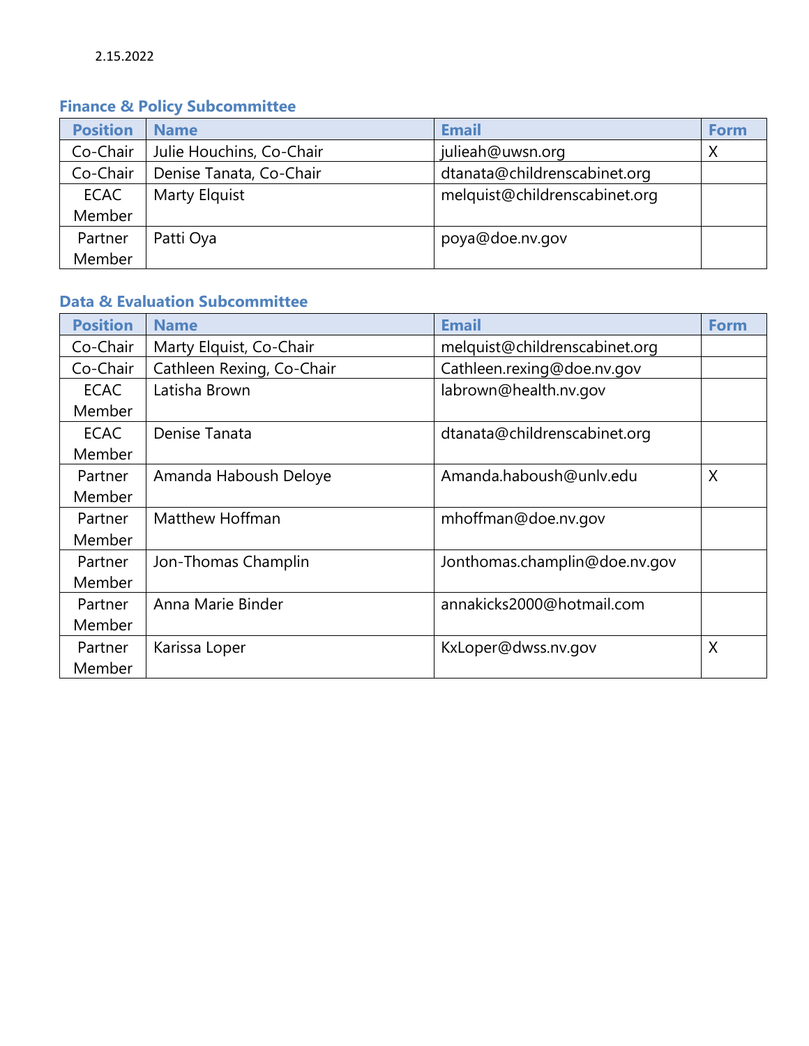2.15.2022

## Finance & Policy Subcommittee

| Position | Name | Email | Form |
|---|---|---|---|
| Co-Chair | Julie Houchins, Co-Chair | julieah@uwsn.org | X |
| Co-Chair | Denise Tanata, Co-Chair | dtanata@childrenscabinet.org | |
| ECAC Member | Marty Elquist | melquist@childrenscabinet.org | |
| Partner Member | Patti Oya | poya@doe.nv.gov | |

## Data & Evaluation Subcommittee

| Position | Name | Email | Form |
|---|---|---|---|
| Co-Chair | Marty Elquist, Co-Chair | melquist@childrenscabinet.org | |
| Co-Chair | Cathleen Rexing, Co-Chair | Cathleen.rexing@doe.nv.gov | |
| ECAC Member | Latisha Brown | labrown@health.nv.gov | |
| ECAC Member | Denise Tanata | dtanata@childrenscabinet.org | |
| Partner Member | Amanda Haboush Deloye | Amanda.haboush@unlv.edu | X |
| Partner Member | Matthew Hoffman | mhoffman@doe.nv.gov | |
| Partner Member | Jon-Thomas Champlin | Jonthomas.champlin@doe.nv.gov | |
| Partner Member | Anna Marie Binder | annakicks2000@hotmail.com | |
| Partner Member | Karissa Loper | KxLoper@dwss.nv.gov | X |